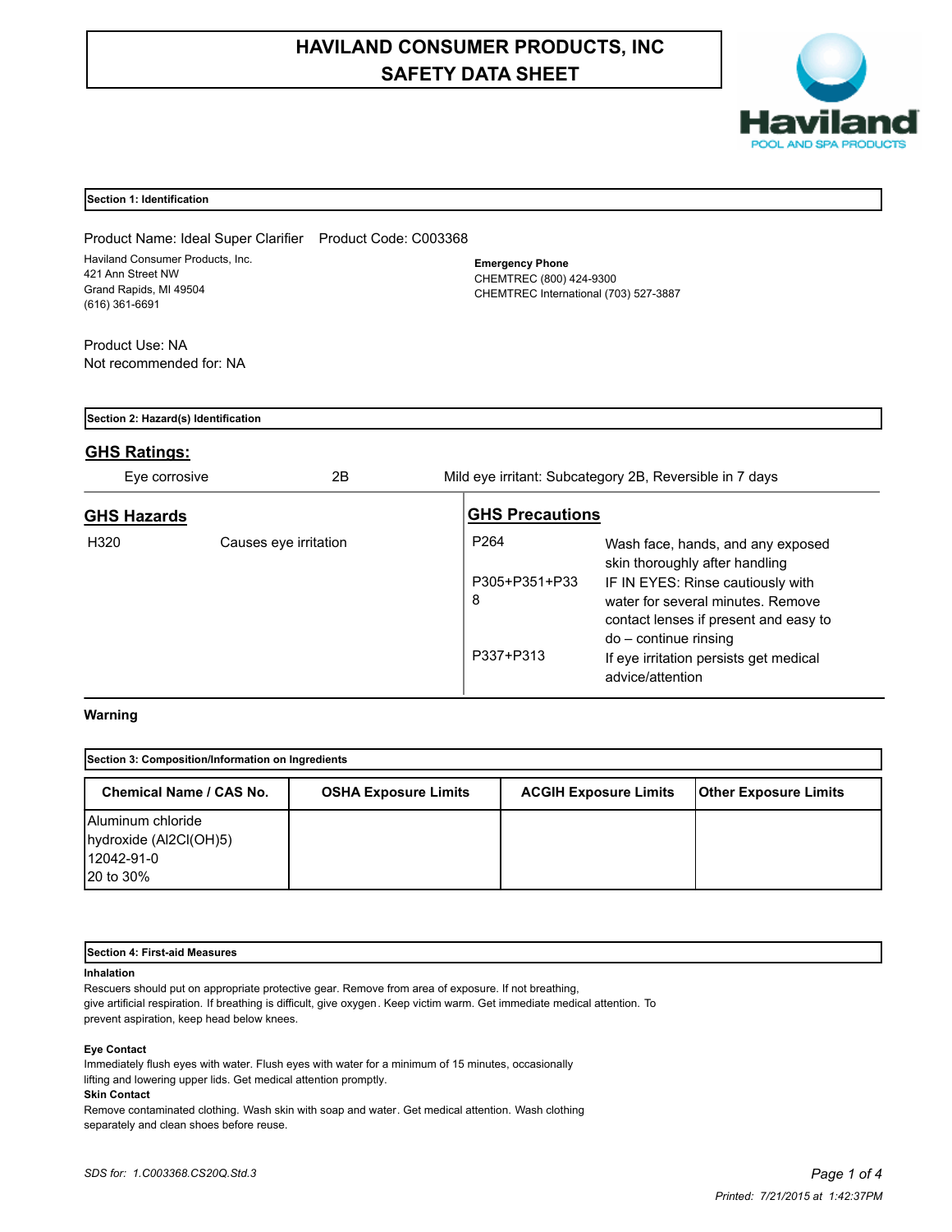# HAVILAND CONSUMER PRODUCTS, INC
# SAFETY DATA SHEET

Haviland
POOL AND SPA PRODUCTS

## Section 1: Identification

Product Name: Ideal Super Clarifier    Product Code: C003368

Haviland Consumer Products, Inc.
421 Ann Street NW
Grand Rapids, MI 49504
(616) 361-6691

**Emergency Phone**
CHEMTREC (800) 424-9300
CHEMTREC International (703) 527-3887

Product Use: NA
Not recommended for: NA

## Section 2: Hazard(s) Identification

### GHS Ratings:

| | | |
|---|---|---|
| Eye corrosive | 2B | Mild eye irritant: Subcategory 2B, Reversible in 7 days |

### GHS Hazards

| | |
|---|---|
| H320 | Causes eye irritation |

### GHS Precautions

| | |
|---|---|
| P264 | Wash face, hands, and any exposed skin thoroughly after handling |
| P305+P351+P338 | IF IN EYES: Rinse cautiously with water for several minutes. Remove contact lenses if present and easy to do – continue rinsing |
| P337+P313 | If eye irritation persists get medical advice/attention |

**Warning**

## Section 3: Composition/Information on Ingredients

| Chemical Name / CAS No. | OSHA Exposure Limits | ACGIH Exposure Limits | Other Exposure Limits |
|---|---|---|---|
| Aluminum chloride hydroxide ($Al_2Cl(OH)_5$) 12042-91-0 20 to 30% | | | |

## Section 4: First-aid Measures

**Inhalation**

Rescuers should put on appropriate protective gear. Remove from area of exposure. If not breathing, give artificial respiration. If breathing is difficult, give oxygen. Keep victim warm. Get immediate medical attention. To prevent aspiration, keep head below knees.

**Eye Contact**

Immediately flush eyes with water. Flush eyes with water for a minimum of 15 minutes, occasionally lifting and lowering upper lids. Get medical attention promptly.

**Skin Contact**

Remove contaminated clothing. Wash skin with soap and water. Get medical attention. Wash clothing separately and clean shoes before reuse.

*SDS for: 1.C003368.CS20Q.Std.3*

*Printed: 7/21/2015 at 1:42:37PM*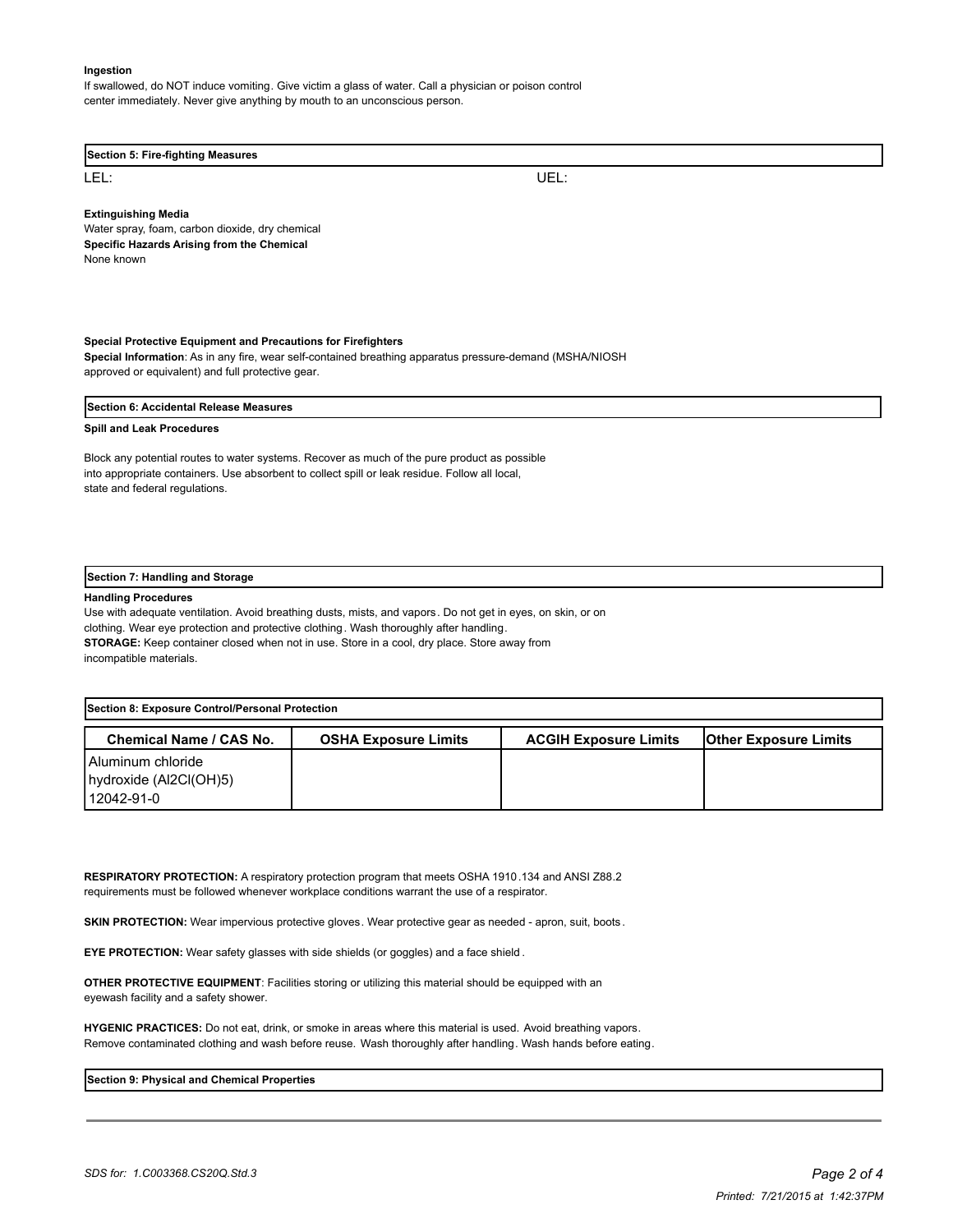**Ingestion**

If swallowed, do NOT induce vomiting. Give victim a glass of water. Call a physician or poison control center immediately. Never give anything by mouth to an unconscious person.

## Section 5: Fire-fighting Measures

LEL: UEL:

**Extinguishing Media**

Water spray, foam, carbon dioxide, dry chemical

**Specific Hazards Arising from the Chemical**

None known

**Special Protective Equipment and Precautions for Firefighters**

**Special Information**: As in any fire, wear self-contained breathing apparatus pressure-demand (MSHA/NIOSH approved or equivalent) and full protective gear.

## Section 6: Accidental Release Measures

**Spill and Leak Procedures**

Block any potential routes to water systems. Recover as much of the pure product as possible into appropriate containers. Use absorbent to collect spill or leak residue. Follow all local, state and federal regulations.

## Section 7: Handling and Storage

**Handling Procedures**

Use with adequate ventilation. Avoid breathing dusts, mists, and vapors. Do not get in eyes, on skin, or on clothing. Wear eye protection and protective clothing. Wash thoroughly after handling.

**STORAGE:** Keep container closed when not in use. Store in a cool, dry place. Store away from incompatible materials.

## Section 8: Exposure Control/Personal Protection

| Chemical Name / CAS No. | OSHA Exposure Limits | ACGIH Exposure Limits | Other Exposure Limits |
|---|---|---|---|
| Aluminum chloride hydroxide (Al2Cl(OH)5) 12042-91-0 | | | |

**RESPIRATORY PROTECTION:** A respiratory protection program that meets OSHA 1910.134 and ANSI Z88.2 requirements must be followed whenever workplace conditions warrant the use of a respirator.

**SKIN PROTECTION:** Wear impervious protective gloves. Wear protective gear as needed - apron, suit, boots.

**EYE PROTECTION:** Wear safety glasses with side shields (or goggles) and a face shield.

**OTHER PROTECTIVE EQUIPMENT**: Facilities storing or utilizing this material should be equipped with an eyewash facility and a safety shower.

**HYGENIC PRACTICES:** Do not eat, drink, or smoke in areas where this material is used. Avoid breathing vapors. Remove contaminated clothing and wash before reuse. Wash thoroughly after handling. Wash hands before eating.

## Section 9: Physical and Chemical Properties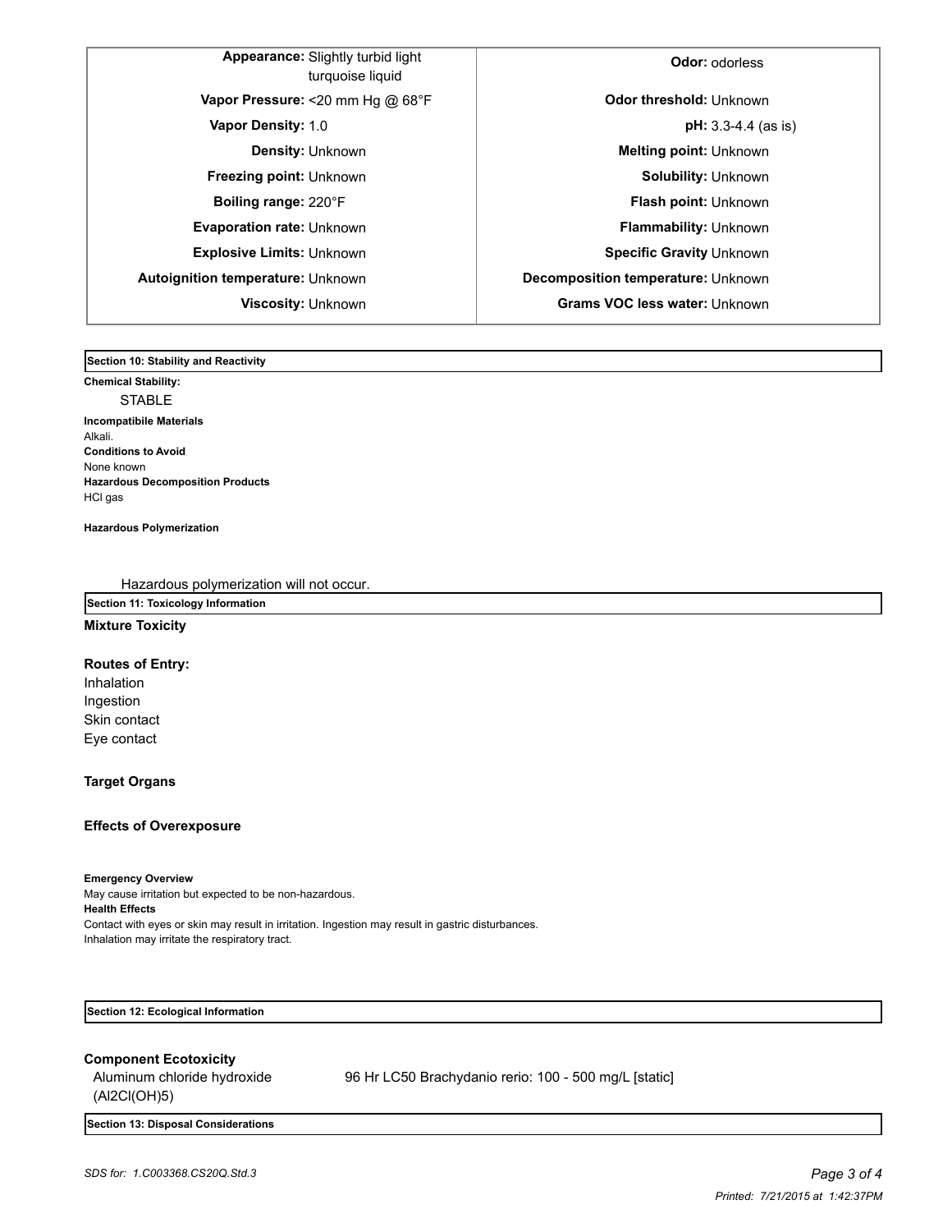| Property | Value | Property | Value |
|---|---|---|---|
| **Appearance:** | Slightly turbid light turquoise liquid | **Odor:** | odorless |
| **Vapor Pressure:** | <20 mm Hg @ 68°F | **Odor threshold:** | Unknown |
| **Vapor Density:** | 1.0 | **pH:** | 3.3-4.4 (as is) |
| **Density:** | Unknown | **Melting point:** | Unknown |
| **Freezing point:** | Unknown | **Solubility:** | Unknown |
| **Boiling range:** | 220°F | **Flash point:** | Unknown |
| **Evaporation rate:** | Unknown | **Flammability:** | Unknown |
| **Explosive Limits:** | Unknown | **Specific Gravity** | Unknown |
| **Autoignition temperature:** | Unknown | **Decomposition temperature:** | Unknown |
| **Viscosity:** | Unknown | **Grams VOC less water:** | Unknown |

## Section 10: Stability and Reactivity

**Chemical Stability:**

STABLE

**Incompatibile Materials**

Alkali.

**Conditions to Avoid**

None known

**Hazardous Decomposition Products**

HCl gas

**Hazardous Polymerization**

Hazardous polymerization will not occur.

## Section 11: Toxicology Information

**Mixture Toxicity**

**Routes of Entry:**

Inhalation
Ingestion
Skin contact
Eye contact

**Target Organs**

**Effects of Overexposure**

**Emergency Overview**

May cause irritation but expected to be non-hazardous.

**Health Effects**

Contact with eyes or skin may result in irritation. Ingestion may result in gastric disturbances.
Inhalation may irritate the respiratory tract.

## Section 12: Ecological Information

**Component Ecotoxicity**

| Component | Ecotoxicity |
|---|---|
| Aluminum chloride hydroxide ($Al_2Cl(OH)_5$) | 96 Hr LC50 Brachydanio rerio: 100 - 500 mg/L [static] |

## Section 13: Disposal Considerations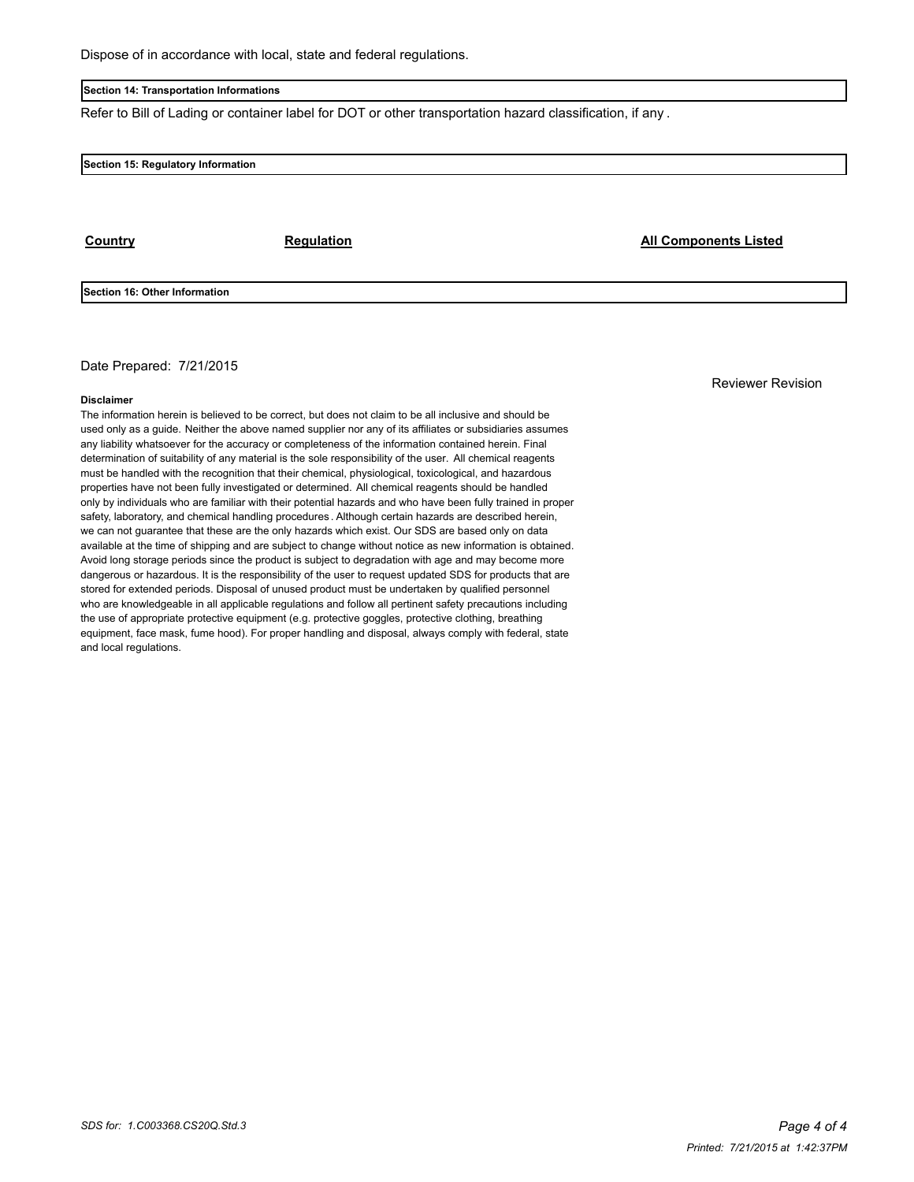Dispose of in accordance with local, state and federal regulations.

## Section 14: Transportation Informations

Refer to Bill of Lading or container label for DOT or other transportation hazard classification, if any .

## Section 15: Regulatory Information

| Country | Regulation | All Components Listed |
|---|---|---|

## Section 16: Other Information

Date Prepared: 7/21/2015

Reviewer Revision

**Disclaimer**

The information herein is believed to be correct, but does not claim to be all inclusive and should be used only as a guide. Neither the above named supplier nor any of its affiliates or subsidiaries assumes any liability whatsoever for the accuracy or completeness of the information contained herein. Final determination of suitability of any material is the sole responsibility of the user. All chemical reagents must be handled with the recognition that their chemical, physiological, toxicological, and hazardous properties have not been fully investigated or determined. All chemical reagents should be handled only by individuals who are familiar with their potential hazards and who have been fully trained in proper safety, laboratory, and chemical handling procedures . Although certain hazards are described herein, we can not guarantee that these are the only hazards which exist. Our SDS are based only on data available at the time of shipping and are subject to change without notice as new information is obtained. Avoid long storage periods since the product is subject to degradation with age and may become more dangerous or hazardous. It is the responsibility of the user to request updated SDS for products that are stored for extended periods. Disposal of unused product must be undertaken by qualified personnel who are knowledgeable in all applicable regulations and follow all pertinent safety precautions including the use of appropriate protective equipment (e.g. protective goggles, protective clothing, breathing equipment, face mask, fume hood). For proper handling and disposal, always comply with federal, state and local regulations.